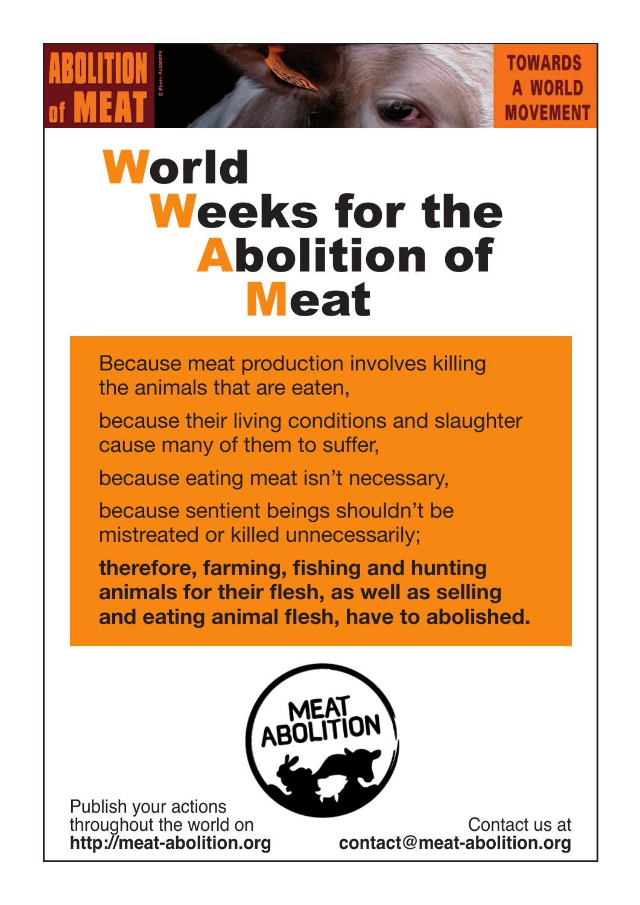ABOLITION of MEAT

© Photo Aucassine

TOWARDS A WORLD MOVEMENT

# World Weeks for the Abolition of Meat

Because meat production involves killing the animals that are eaten,

because their living conditions and slaughter cause many of them to suffer,

because eating meat isn't necessary,

because sentient beings shouldn't be mistreated or killed unnecessarily;

**therefore, farming, fishing and hunting animals for their flesh, as well as selling and eating animal flesh, have to abolished.**

MEAT ABOLITION

Publish your actions throughout the world on **http://meat-abolition.org**

Contact us at **contact@meat-abolition.org**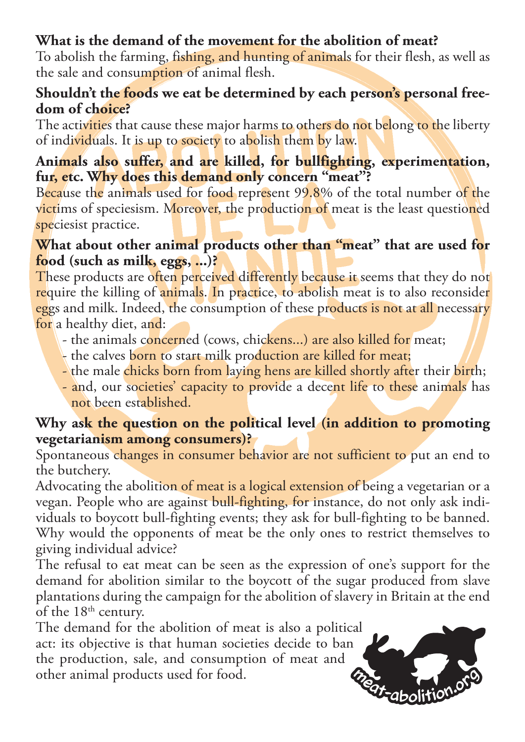**What is the demand of the movement for the abolition of meat?**

To abolish the farming, fishing, and hunting of animals for their flesh, as well as the sale and consumption of animal flesh.

**Shouldn't the foods we eat be determined by each person's personal freedom of choice?**

The activities that cause these major harms to others do not belong to the liberty of individuals. It is up to society to abolish them by law.

**Animals also suffer, and are killed, for bullfighting, experimentation, fur, etc. Why does this demand only concern "meat"?**

Because the animals used for food represent 99.8% of the total number of the victims of speciesism. Moreover, the production of meat is the least questioned speciesist practice.

**What about other animal products other than "meat" that are used for food (such as milk, eggs, ...)?**

These products are often perceived differently because it seems that they do not require the killing of animals. In practice, to abolish meat is to also reconsider eggs and milk. Indeed, the consumption of these products is not at all necessary for a healthy diet, and:

- the animals concerned (cows, chickens...) are also killed for meat;
- the calves born to start milk production are killed for meat;
- the male chicks born from laying hens are killed shortly after their birth;
- and, our societies' capacity to provide a decent life to these animals has not been established.

**Why ask the question on the political level (in addition to promoting vegetarianism among consumers)?**

Spontaneous changes in consumer behavior are not sufficient to put an end to the butchery.

Advocating the abolition of meat is a logical extension of being a vegetarian or a vegan. People who are against bull-fighting, for instance, do not only ask individuals to boycott bull-fighting events; they ask for bull-fighting to be banned. Why would the opponents of meat be the only ones to restrict themselves to giving individual advice?

The refusal to eat meat can be seen as the expression of one's support for the demand for abolition similar to the boycott of the sugar produced from slave plantations during the campaign for the abolition of slavery in Britain at the end of the 18th century.

The demand for the abolition of meat is also a political act: its objective is that human societies decide to ban the production, sale, and consumption of meat and other animal products used for food.

meat-abolition.org